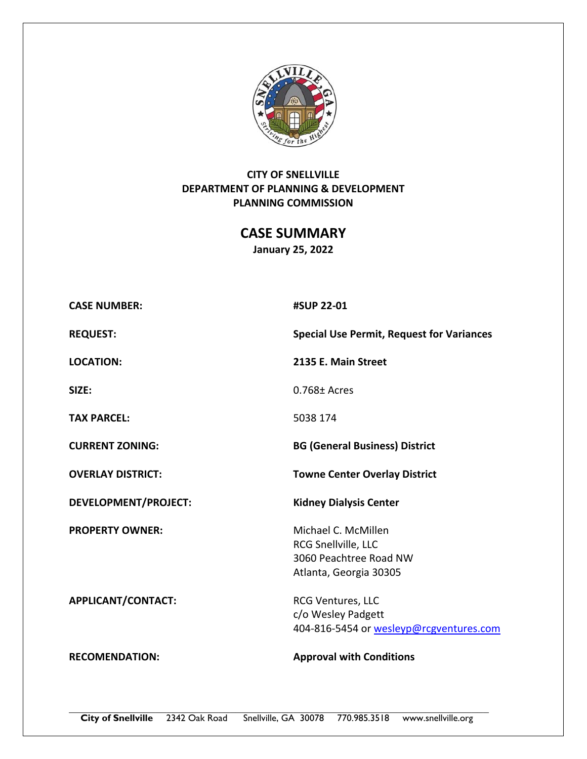**CITY OF SNELLVILLE**
**DEPARTMENT OF PLANNING & DEVELOPMENT**
**PLANNING COMMISSION**

# CASE SUMMARY

**January 25, 2022**

| | |
|---|---|
| **CASE NUMBER:** | **#SUP 22-01** |
| **REQUEST:** | **Special Use Permit, Request for Variances** |
| **LOCATION:** | **2135 E. Main Street** |
| **SIZE:** | 0.768± Acres |
| **TAX PARCEL:** | 5038 174 |
| **CURRENT ZONING:** | **BG (General Business) District** |
| **OVERLAY DISTRICT:** | **Towne Center Overlay District** |
| **DEVELOPMENT/PROJECT:** | **Kidney Dialysis Center** |
| **PROPERTY OWNER:** | Michael C. McMillen<br>RCG Snellville, LLC<br>3060 Peachtree Road NW<br>Atlanta, Georgia 30305 |
| **APPLICANT/CONTACT:** | RCG Ventures, LLC<br>c/o Wesley Padgett<br>404-816-5454 or wesleyp@rcgventures.com |
| **RECOMENDATION:** | **Approval with Conditions** |

**City of Snellville** 2342 Oak Road Snellville, GA 30078 770.985.3518 www.snellville.org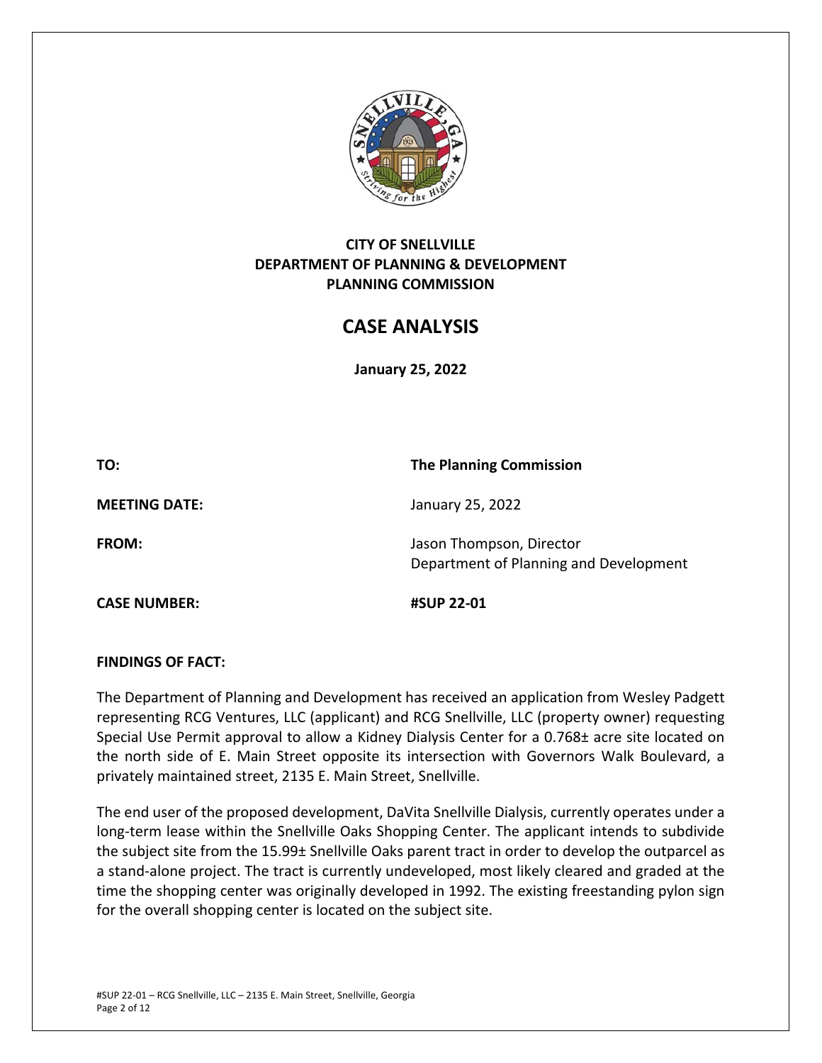**CITY OF SNELLVILLE**
**DEPARTMENT OF PLANNING & DEVELOPMENT**
**PLANNING COMMISSION**

# CASE ANALYSIS

**January 25, 2022**

| | |
|---|---|
| **TO:** | **The Planning Commission** |
| **MEETING DATE:** | January 25, 2022 |
| **FROM:** | Jason Thompson, Director<br>Department of Planning and Development |
| **CASE NUMBER:** | **#SUP 22-01** |

**FINDINGS OF FACT:**

The Department of Planning and Development has received an application from Wesley Padgett representing RCG Ventures, LLC (applicant) and RCG Snellville, LLC (property owner) requesting Special Use Permit approval to allow a Kidney Dialysis Center for a 0.768± acre site located on the north side of E. Main Street opposite its intersection with Governors Walk Boulevard, a privately maintained street, 2135 E. Main Street, Snellville.

The end user of the proposed development, DaVita Snellville Dialysis, currently operates under a long-term lease within the Snellville Oaks Shopping Center. The applicant intends to subdivide the subject site from the 15.99± Snellville Oaks parent tract in order to develop the outparcel as a stand-alone project. The tract is currently undeveloped, most likely cleared and graded at the time the shopping center was originally developed in 1992. The existing freestanding pylon sign for the overall shopping center is located on the subject site.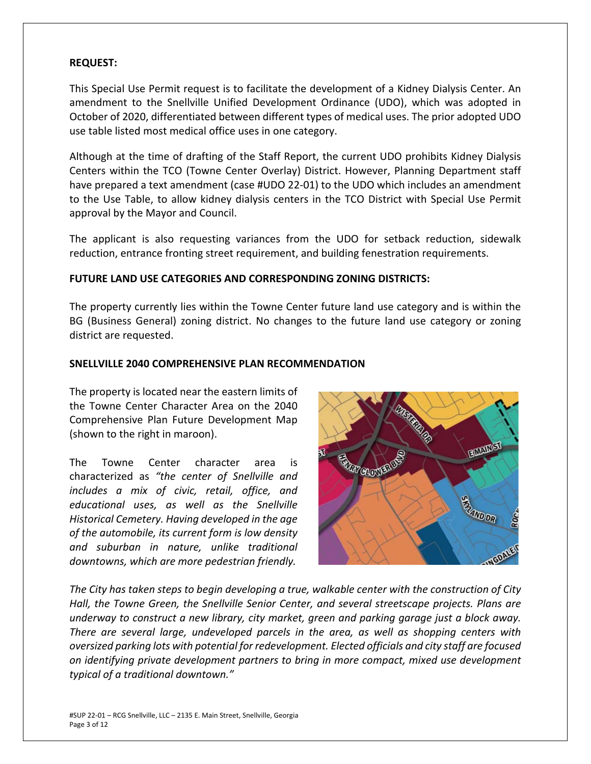**REQUEST:**

This Special Use Permit request is to facilitate the development of a Kidney Dialysis Center. An amendment to the Snellville Unified Development Ordinance (UDO), which was adopted in October of 2020, differentiated between different types of medical uses. The prior adopted UDO use table listed most medical office uses in one category.

Although at the time of drafting of the Staff Report, the current UDO prohibits Kidney Dialysis Centers within the TCO (Towne Center Overlay) District. However, Planning Department staff have prepared a text amendment (case #UDO 22-01) to the UDO which includes an amendment to the Use Table, to allow kidney dialysis centers in the TCO District with Special Use Permit approval by the Mayor and Council.

The applicant is also requesting variances from the UDO for setback reduction, sidewalk reduction, entrance fronting street requirement, and building fenestration requirements.

**FUTURE LAND USE CATEGORIES AND CORRESPONDING ZONING DISTRICTS:**

The property currently lies within the Towne Center future land use category and is within the BG (Business General) zoning district. No changes to the future land use category or zoning district are requested.

**SNELLVILLE 2040 COMPREHENSIVE PLAN RECOMMENDATION**

The property is located near the eastern limits of the Towne Center Character Area on the 2040 Comprehensive Plan Future Development Map (shown to the right in maroon).

The Towne Center character area is characterized as *"the center of Snellville and includes a mix of civic, retail, office, and educational uses, as well as the Snellville Historical Cemetery. Having developed in the age of the automobile, its current form is low density and suburban in nature, unlike traditional downtowns, which are more pedestrian friendly.*

*The City has taken steps to begin developing a true, walkable center with the construction of City Hall, the Towne Green, the Snellville Senior Center, and several streetscape projects. Plans are underway to construct a new library, city market, green and parking garage just a block away. There are several large, undeveloped parcels in the area, as well as shopping centers with oversized parking lots with potential for redevelopment. Elected officials and city staff are focused on identifying private development partners to bring in more compact, mixed use development typical of a traditional downtown."*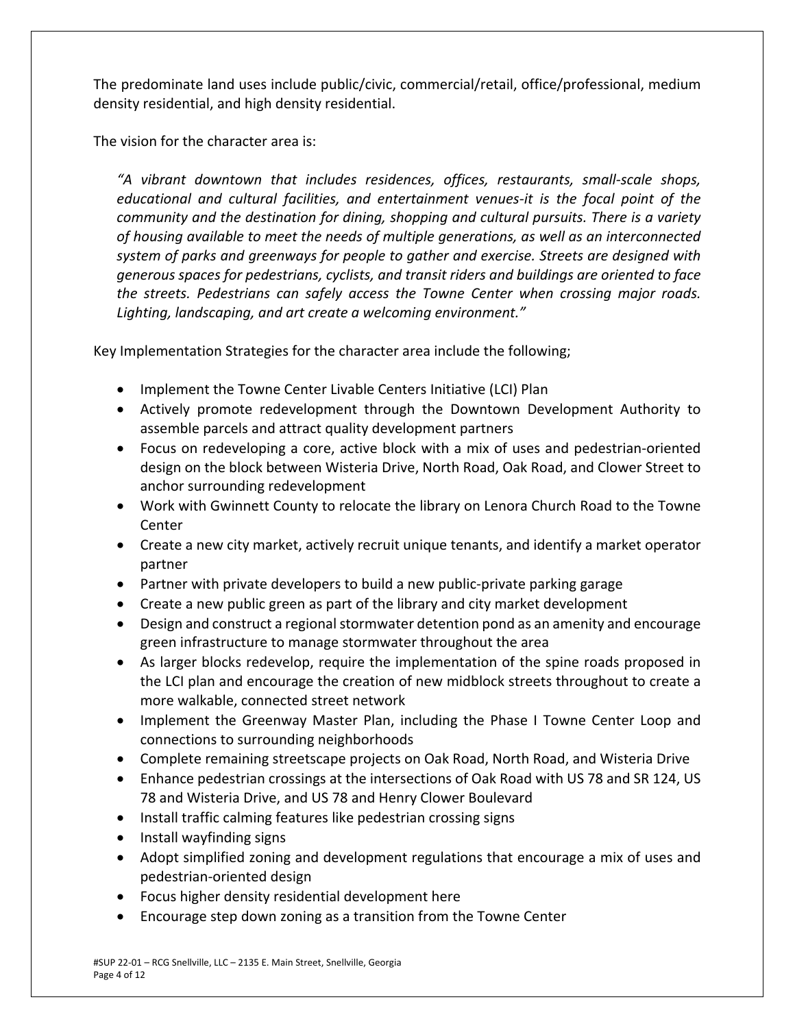The predominate land uses include public/civic, commercial/retail, office/professional, medium density residential, and high density residential.

The vision for the character area is:

> *"A vibrant downtown that includes residences, offices, restaurants, small-scale shops, educational and cultural facilities, and entertainment venues-it is the focal point of the community and the destination for dining, shopping and cultural pursuits. There is a variety of housing available to meet the needs of multiple generations, as well as an interconnected system of parks and greenways for people to gather and exercise. Streets are designed with generous spaces for pedestrians, cyclists, and transit riders and buildings are oriented to face the streets. Pedestrians can safely access the Towne Center when crossing major roads. Lighting, landscaping, and art create a welcoming environment."*

Key Implementation Strategies for the character area include the following;

- Implement the Towne Center Livable Centers Initiative (LCI) Plan
- Actively promote redevelopment through the Downtown Development Authority to assemble parcels and attract quality development partners
- Focus on redeveloping a core, active block with a mix of uses and pedestrian-oriented design on the block between Wisteria Drive, North Road, Oak Road, and Clower Street to anchor surrounding redevelopment
- Work with Gwinnett County to relocate the library on Lenora Church Road to the Towne Center
- Create a new city market, actively recruit unique tenants, and identify a market operator partner
- Partner with private developers to build a new public-private parking garage
- Create a new public green as part of the library and city market development
- Design and construct a regional stormwater detention pond as an amenity and encourage green infrastructure to manage stormwater throughout the area
- As larger blocks redevelop, require the implementation of the spine roads proposed in the LCI plan and encourage the creation of new midblock streets throughout to create a more walkable, connected street network
- Implement the Greenway Master Plan, including the Phase I Towne Center Loop and connections to surrounding neighborhoods
- Complete remaining streetscape projects on Oak Road, North Road, and Wisteria Drive
- Enhance pedestrian crossings at the intersections of Oak Road with US 78 and SR 124, US 78 and Wisteria Drive, and US 78 and Henry Clower Boulevard
- Install traffic calming features like pedestrian crossing signs
- Install wayfinding signs
- Adopt simplified zoning and development regulations that encourage a mix of uses and pedestrian-oriented design
- Focus higher density residential development here
- Encourage step down zoning as a transition from the Towne Center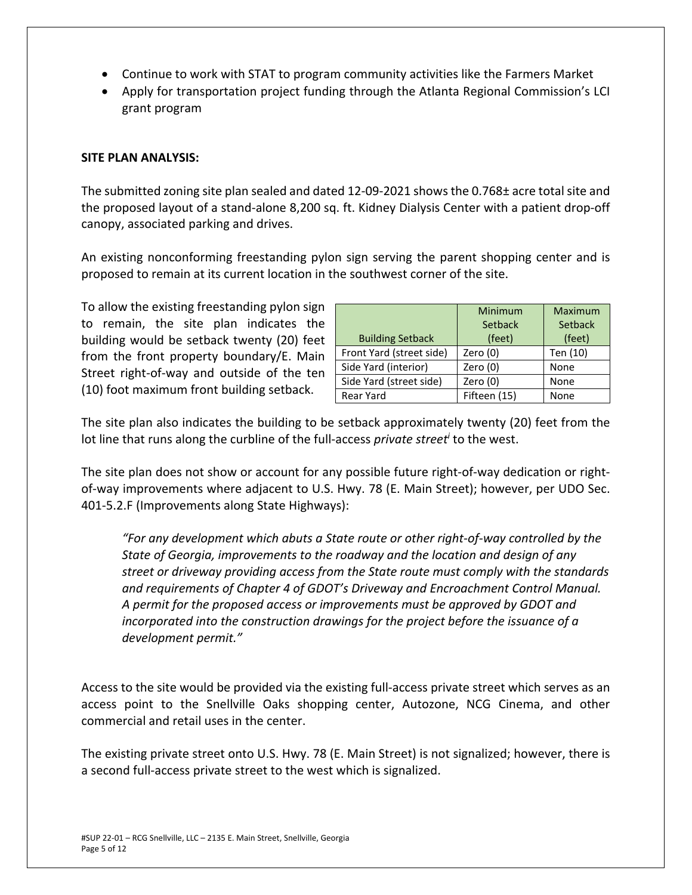- Continue to work with STAT to program community activities like the Farmers Market
- Apply for transportation project funding through the Atlanta Regional Commission's LCI grant program

**SITE PLAN ANALYSIS:**

The submitted zoning site plan sealed and dated 12-09-2021 shows the 0.768± acre total site and the proposed layout of a stand-alone 8,200 sq. ft. Kidney Dialysis Center with a patient drop-off canopy, associated parking and drives.

An existing nonconforming freestanding pylon sign serving the parent shopping center and is proposed to remain at its current location in the southwest corner of the site.

To allow the existing freestanding pylon sign to remain, the site plan indicates the building would be setback twenty (20) feet from the front property boundary/E. Main Street right-of-way and outside of the ten (10) foot maximum front building setback.

| Building Setback | Minimum Setback (feet) | Maximum Setback (feet) |
|---|---|---|
| Front Yard (street side) | Zero (0) | Ten (10) |
| Side Yard (interior) | Zero (0) | None |
| Side Yard (street side) | Zero (0) | None |
| Rear Yard | Fifteen (15) | None |

The site plan also indicates the building to be setback approximately twenty (20) feet from the lot line that runs along the curbline of the full-access *private street*[i] to the west.

The site plan does not show or account for any possible future right-of-way dedication or right-of-way improvements where adjacent to U.S. Hwy. 78 (E. Main Street); however, per UDO Sec. 401-5.2.F (Improvements along State Highways):

> *"For any development which abuts a State route or other right-of-way controlled by the State of Georgia, improvements to the roadway and the location and design of any street or driveway providing access from the State route must comply with the standards and requirements of Chapter 4 of GDOT's Driveway and Encroachment Control Manual. A permit for the proposed access or improvements must be approved by GDOT and incorporated into the construction drawings for the project before the issuance of a development permit."*

Access to the site would be provided via the existing full-access private street which serves as an access point to the Snellville Oaks shopping center, Autozone, NCG Cinema, and other commercial and retail uses in the center.

The existing private street onto U.S. Hwy. 78 (E. Main Street) is not signalized; however, there is a second full-access private street to the west which is signalized.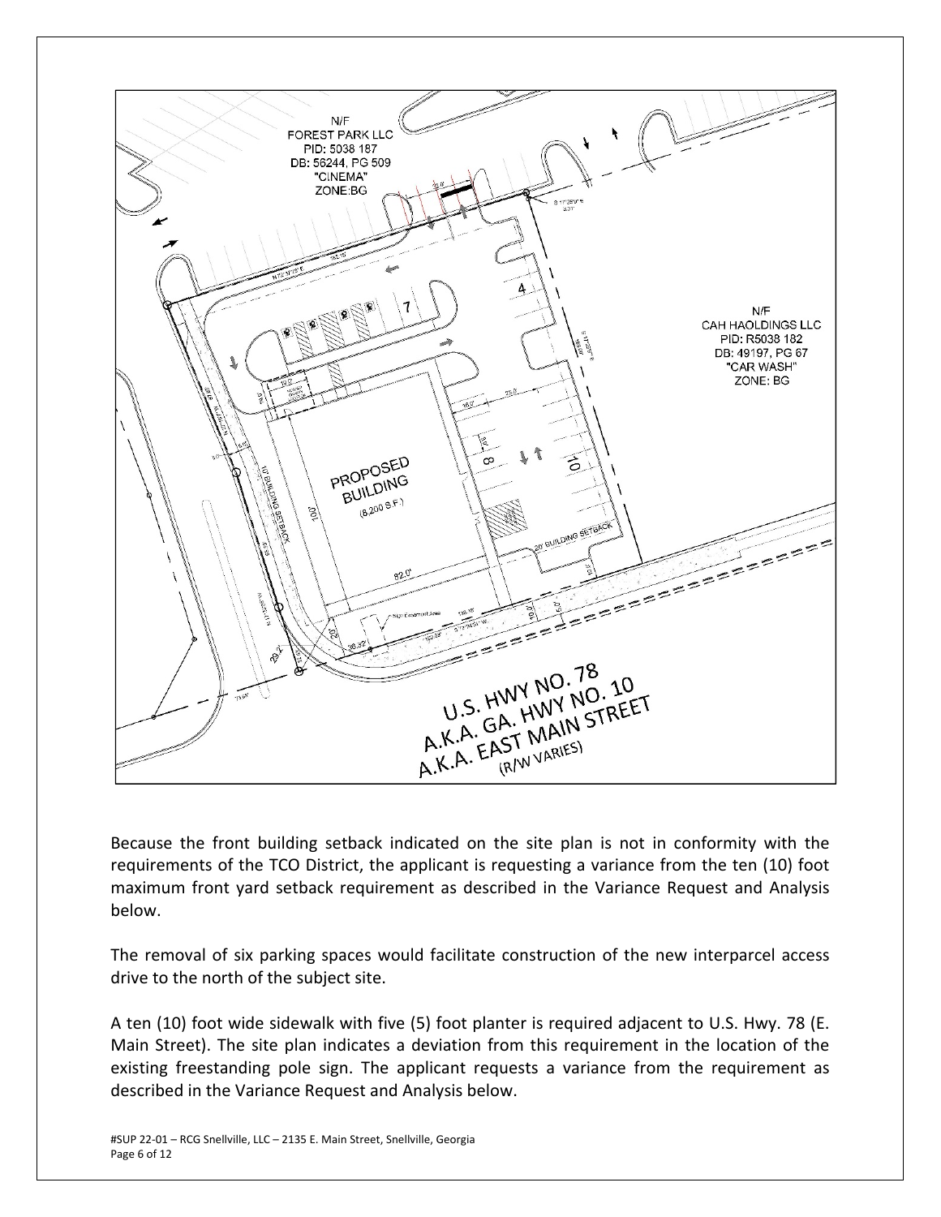Because the front building setback indicated on the site plan is not in conformity with the requirements of the TCO District, the applicant is requesting a variance from the ten (10) foot maximum front yard setback requirement as described in the Variance Request and Analysis below.

The removal of six parking spaces would facilitate construction of the new interparcel access drive to the north of the subject site.

A ten (10) foot wide sidewalk with five (5) foot planter is required adjacent to U.S. Hwy. 78 (E. Main Street). The site plan indicates a deviation from this requirement in the location of the existing freestanding pole sign. The applicant requests a variance from the requirement as described in the Variance Request and Analysis below.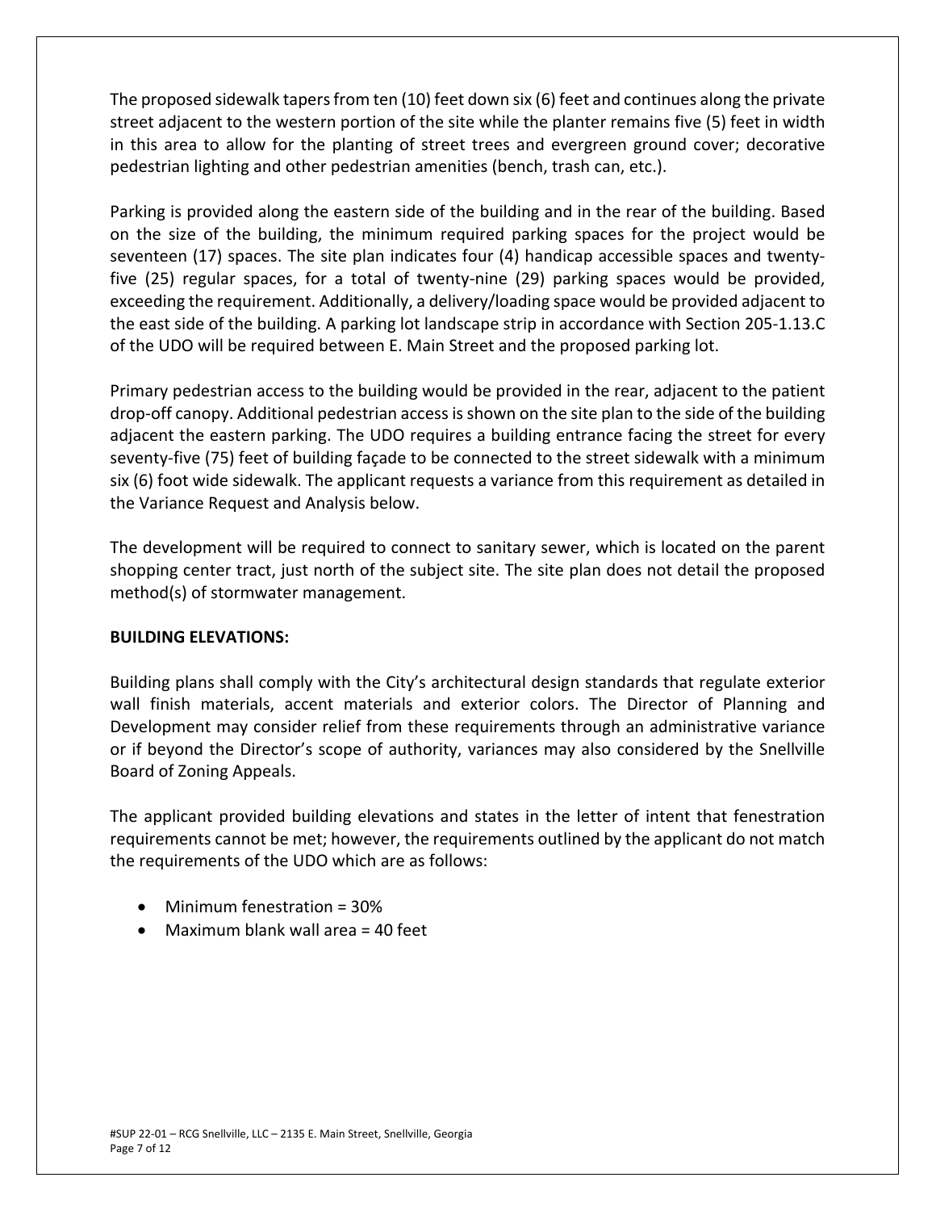The proposed sidewalk tapers from ten (10) feet down six (6) feet and continues along the private street adjacent to the western portion of the site while the planter remains five (5) feet in width in this area to allow for the planting of street trees and evergreen ground cover; decorative pedestrian lighting and other pedestrian amenities (bench, trash can, etc.).

Parking is provided along the eastern side of the building and in the rear of the building. Based on the size of the building, the minimum required parking spaces for the project would be seventeen (17) spaces. The site plan indicates four (4) handicap accessible spaces and twenty-five (25) regular spaces, for a total of twenty-nine (29) parking spaces would be provided, exceeding the requirement. Additionally, a delivery/loading space would be provided adjacent to the east side of the building. A parking lot landscape strip in accordance with Section 205-1.13.C of the UDO will be required between E. Main Street and the proposed parking lot.

Primary pedestrian access to the building would be provided in the rear, adjacent to the patient drop-off canopy. Additional pedestrian access is shown on the site plan to the side of the building adjacent the eastern parking. The UDO requires a building entrance facing the street for every seventy-five (75) feet of building façade to be connected to the street sidewalk with a minimum six (6) foot wide sidewalk. The applicant requests a variance from this requirement as detailed in the Variance Request and Analysis below.

The development will be required to connect to sanitary sewer, which is located on the parent shopping center tract, just north of the subject site. The site plan does not detail the proposed method(s) of stormwater management.

**BUILDING ELEVATIONS:**

Building plans shall comply with the City's architectural design standards that regulate exterior wall finish materials, accent materials and exterior colors. The Director of Planning and Development may consider relief from these requirements through an administrative variance or if beyond the Director's scope of authority, variances may also considered by the Snellville Board of Zoning Appeals.

The applicant provided building elevations and states in the letter of intent that fenestration requirements cannot be met; however, the requirements outlined by the applicant do not match the requirements of the UDO which are as follows:

- Minimum fenestration = 30%
- Maximum blank wall area = 40 feet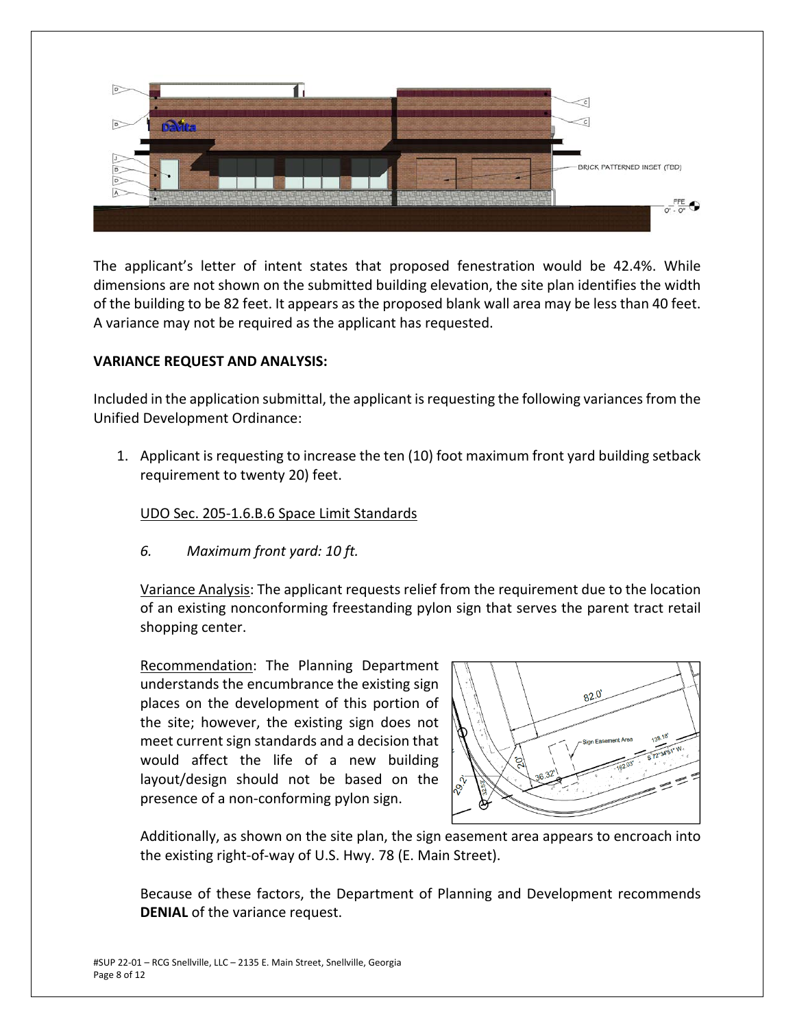The applicant's letter of intent states that proposed fenestration would be 42.4%. While dimensions are not shown on the submitted building elevation, the site plan identifies the width of the building to be 82 feet. It appears as the proposed blank wall area may be less than 40 feet. A variance may not be required as the applicant has requested.

**VARIANCE REQUEST AND ANALYSIS:**

Included in the application submittal, the applicant is requesting the following variances from the Unified Development Ordinance:

1. Applicant is requesting to increase the ten (10) foot maximum front yard building setback requirement to twenty 20) feet.

   UDO Sec. 205-1.6.B.6 Space Limit Standards

   *6. Maximum front yard: 10 ft.*

   Variance Analysis: The applicant requests relief from the requirement due to the location of an existing nonconforming freestanding pylon sign that serves the parent tract retail shopping center.

   Recommendation: The Planning Department understands the encumbrance the existing sign places on the development of this portion of the site; however, the existing sign does not meet current sign standards and a decision that would affect the life of a new building layout/design should not be based on the presence of a non-conforming pylon sign.

   Additionally, as shown on the site plan, the sign easement area appears to encroach into the existing right-of-way of U.S. Hwy. 78 (E. Main Street).

   Because of these factors, the Department of Planning and Development recommends **DENIAL** of the variance request.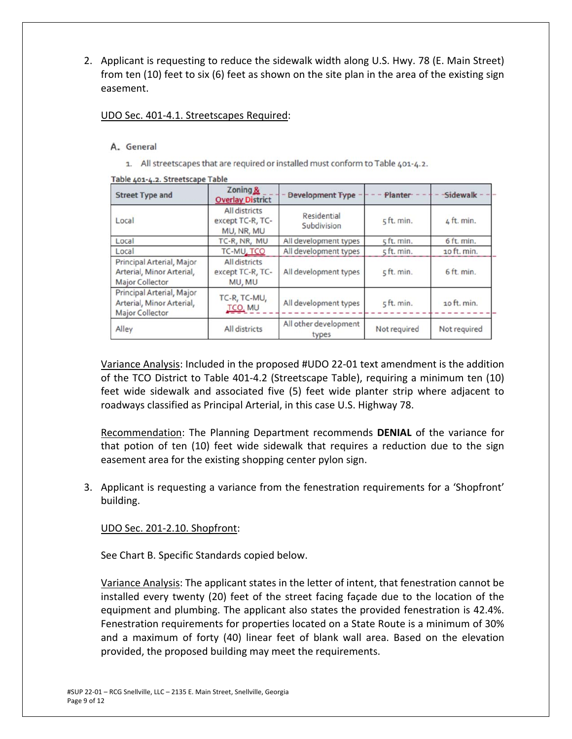2. Applicant is requesting to reduce the sidewalk width along U.S. Hwy. 78 (E. Main Street) from ten (10) feet to six (6) feet as shown on the site plan in the area of the existing sign easement.

   UDO Sec. 401-4.1. Streetscapes Required:

   A. General

   1. All streetscapes that are required or installed must conform to Table 401-4.2.

   Table 401-4.2. Streetscape Table

   | Street Type and | Zoning & Overlay District | Development Type | Planter | Sidewalk |
   |---|---|---|---|---|
   | Local | All districts except TC-R, TC-MU, NR, MU | Residential Subdivision | 5 ft. min. | 4 ft. min. |
   | Local | TC-R, NR, MU | All development types | 5 ft. min. | 6 ft. min. |
   | Local | TC-MU, TCO | All development types | 5 ft. min. | 10 ft. min. |
   | Principal Arterial, Major Arterial, Minor Arterial, Major Collector | All districts except TC-R, TC-MU, MU | All development types | 5 ft. min. | 6 ft. min. |
   | Principal Arterial, Major Arterial, Minor Arterial, Major Collector | TC-R, TC-MU, TCO, MU | All development types | 5 ft. min. | 10 ft. min. |
   | Alley | All districts | All other development types | Not required | Not required |

   Variance Analysis: Included in the proposed #UDO 22-01 text amendment is the addition of the TCO District to Table 401-4.2 (Streetscape Table), requiring a minimum ten (10) feet wide sidewalk and associated five (5) feet wide planter strip where adjacent to roadways classified as Principal Arterial, in this case U.S. Highway 78.

   Recommendation: The Planning Department recommends **DENIAL** of the variance for that potion of ten (10) feet wide sidewalk that requires a reduction due to the sign easement area for the existing shopping center pylon sign.

3. Applicant is requesting a variance from the fenestration requirements for a 'Shopfront' building.

   UDO Sec. 201-2.10. Shopfront:

   See Chart B. Specific Standards copied below.

   Variance Analysis: The applicant states in the letter of intent, that fenestration cannot be installed every twenty (20) feet of the street facing façade due to the location of the equipment and plumbing. The applicant also states the provided fenestration is 42.4%. Fenestration requirements for properties located on a State Route is a minimum of 30% and a maximum of forty (40) linear feet of blank wall area. Based on the elevation provided, the proposed building may meet the requirements.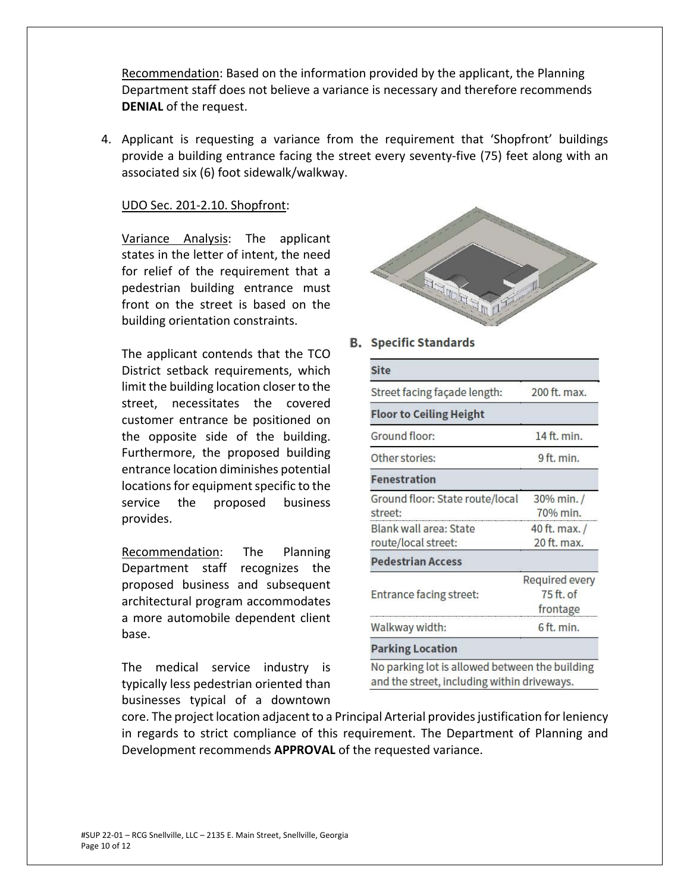Recommendation: Based on the information provided by the applicant, the Planning Department staff does not believe a variance is necessary and therefore recommends **DENIAL** of the request.

4. Applicant is requesting a variance from the requirement that 'Shopfront' buildings provide a building entrance facing the street every seventy-five (75) feet along with an associated six (6) foot sidewalk/walkway.

   UDO Sec. 201-2.10. Shopfront:

   Variance Analysis: The applicant states in the letter of intent, the need for relief of the requirement that a pedestrian building entrance must front on the street is based on the building orientation constraints.

   The applicant contends that the TCO District setback requirements, which limit the building location closer to the street, necessitates the covered customer entrance be positioned on the opposite side of the building. Furthermore, the proposed building entrance location diminishes potential locations for equipment specific to the service the proposed business provides.

   **B. Specific Standards**

   | Site | |
   |---|---|
   | Street facing façade length: | 200 ft. max. |
   | **Floor to Ceiling Height** | |
   | Ground floor: | 14 ft. min. |
   | Other stories: | 9 ft. min. |
   | **Fenestration** | |
   | Ground floor: State route/local street: | 30% min. / 70% min. |
   | Blank wall area: State route/local street: | 40 ft. max. / 20 ft. max. |
   | **Pedestrian Access** | |
   | Entrance facing street: | Required every 75 ft. of frontage |
   | Walkway width: | 6 ft. min. |
   | **Parking Location** | |
   | No parking lot is allowed between the building and the street, including within driveways. | |

   Recommendation: The Planning Department staff recognizes the proposed business and subsequent architectural program accommodates a more automobile dependent client base.

   The medical service industry is typically less pedestrian oriented than businesses typical of a downtown core. The project location adjacent to a Principal Arterial provides justification for leniency in regards to strict compliance of this requirement. The Department of Planning and Development recommends **APPROVAL** of the requested variance.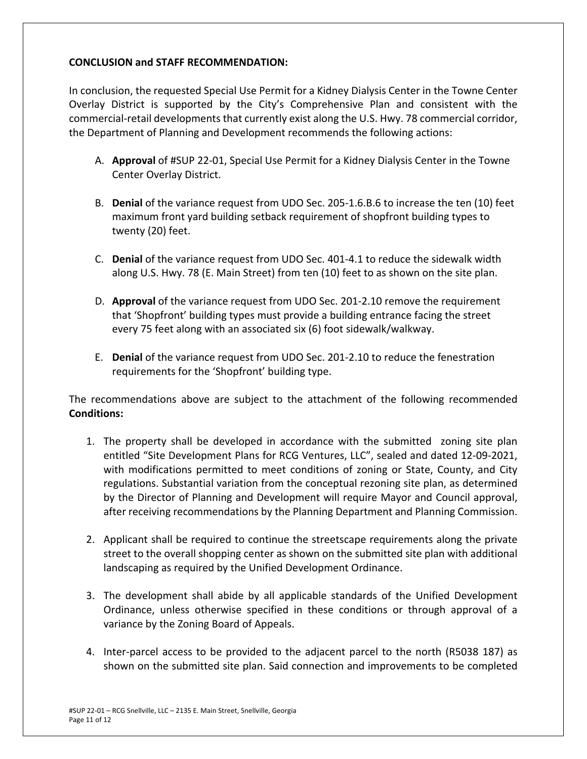**CONCLUSION and STAFF RECOMMENDATION:**

In conclusion, the requested Special Use Permit for a Kidney Dialysis Center in the Towne Center Overlay District is supported by the City's Comprehensive Plan and consistent with the commercial-retail developments that currently exist along the U.S. Hwy. 78 commercial corridor, the Department of Planning and Development recommends the following actions:

A. **Approval** of #SUP 22-01, Special Use Permit for a Kidney Dialysis Center in the Towne Center Overlay District.

B. **Denial** of the variance request from UDO Sec. 205-1.6.B.6 to increase the ten (10) feet maximum front yard building setback requirement of shopfront building types to twenty (20) feet.

C. **Denial** of the variance request from UDO Sec. 401-4.1 to reduce the sidewalk width along U.S. Hwy. 78 (E. Main Street) from ten (10) feet to as shown on the site plan.

D. **Approval** of the variance request from UDO Sec. 201-2.10 remove the requirement that 'Shopfront' building types must provide a building entrance facing the street every 75 feet along with an associated six (6) foot sidewalk/walkway.

E. **Denial** of the variance request from UDO Sec. 201-2.10 to reduce the fenestration requirements for the 'Shopfront' building type.

The recommendations above are subject to the attachment of the following recommended **Conditions:**

1. The property shall be developed in accordance with the submitted zoning site plan entitled "Site Development Plans for RCG Ventures, LLC", sealed and dated 12-09-2021, with modifications permitted to meet conditions of zoning or State, County, and City regulations. Substantial variation from the conceptual rezoning site plan, as determined by the Director of Planning and Development will require Mayor and Council approval, after receiving recommendations by the Planning Department and Planning Commission.

2. Applicant shall be required to continue the streetscape requirements along the private street to the overall shopping center as shown on the submitted site plan with additional landscaping as required by the Unified Development Ordinance.

3. The development shall abide by all applicable standards of the Unified Development Ordinance, unless otherwise specified in these conditions or through approval of a variance by the Zoning Board of Appeals.

4. Inter-parcel access to be provided to the adjacent parcel to the north (R5038 187) as shown on the submitted site plan. Said connection and improvements to be completed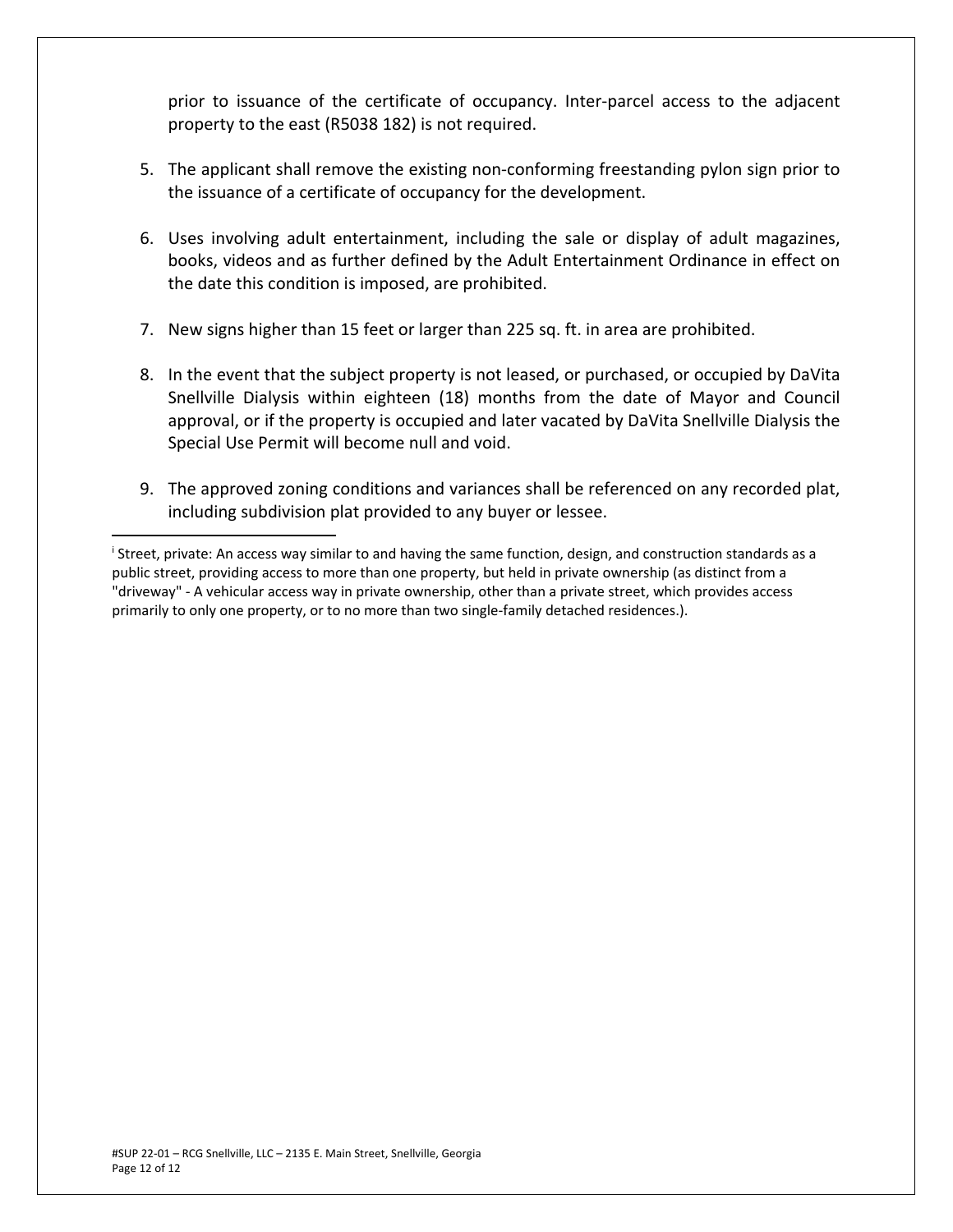prior to issuance of the certificate of occupancy. Inter-parcel access to the adjacent property to the east (R5038 182) is not required.

5. The applicant shall remove the existing non-conforming freestanding pylon sign prior to the issuance of a certificate of occupancy for the development.

6. Uses involving adult entertainment, including the sale or display of adult magazines, books, videos and as further defined by the Adult Entertainment Ordinance in effect on the date this condition is imposed, are prohibited.

7. New signs higher than 15 feet or larger than 225 sq. ft. in area are prohibited.

8. In the event that the subject property is not leased, or purchased, or occupied by DaVita Snellville Dialysis within eighteen (18) months from the date of Mayor and Council approval, or if the property is occupied and later vacated by DaVita Snellville Dialysis the Special Use Permit will become null and void.

9. The approved zoning conditions and variances shall be referenced on any recorded plat, including subdivision plat provided to any buyer or lessee.

---

[i] Street, private: An access way similar to and having the same function, design, and construction standards as a public street, providing access to more than one property, but held in private ownership (as distinct from a "driveway" - A vehicular access way in private ownership, other than a private street, which provides access primarily to only one property, or to no more than two single-family detached residences.).